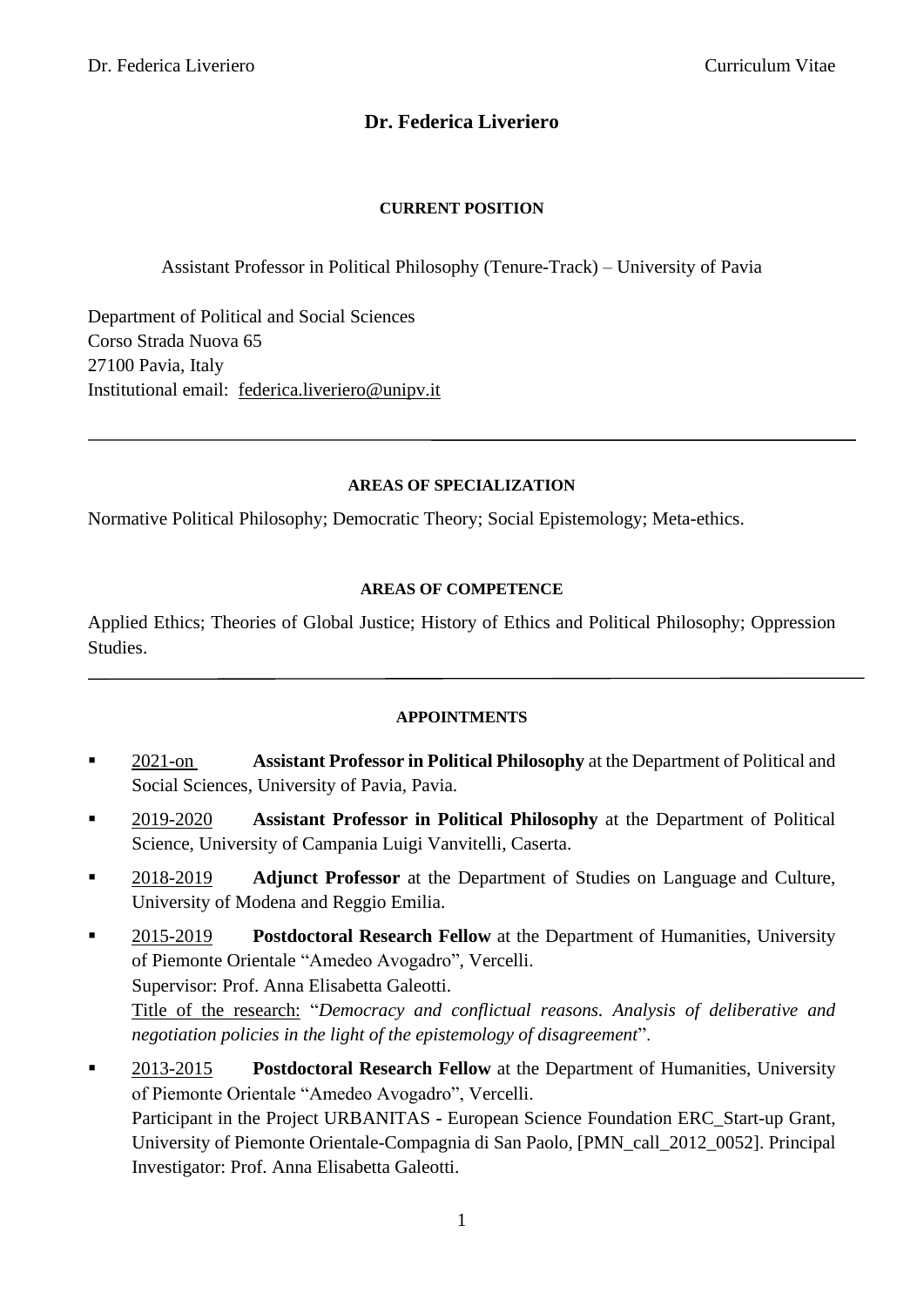# Dr. Federica Liveriero

## CURRENT POSITION

Assistant Professor in Political Philosophy (Tenure-Track) – University of Pavia

Department of Political and Social Sciences
Corso Strada Nuova 65
27100 Pavia, Italy
Institutional email: federica.liveriero@unipv.it

---

## AREAS OF SPECIALIZATION

Normative Political Philosophy; Democratic Theory; Social Epistemology; Meta-ethics.

## AREAS OF COMPETENCE

Applied Ethics; Theories of Global Justice; History of Ethics and Political Philosophy; Oppression Studies.

---

## APPOINTMENTS

- 2021-on **Assistant Professor in Political Philosophy** at the Department of Political and Social Sciences, University of Pavia, Pavia.
- 2019-2020 **Assistant Professor in Political Philosophy** at the Department of Political Science, University of Campania Luigi Vanvitelli, Caserta.
- 2018-2019 **Adjunct Professor** at the Department of Studies on Language and Culture, University of Modena and Reggio Emilia.
- 2015-2019 **Postdoctoral Research Fellow** at the Department of Humanities, University of Piemonte Orientale "Amedeo Avogadro", Vercelli.
  Supervisor: Prof. Anna Elisabetta Galeotti.
  Title of the research: "*Democracy and conflictual reasons. Analysis of deliberative and negotiation policies in the light of the epistemology of disagreement*".
- 2013-2015 **Postdoctoral Research Fellow** at the Department of Humanities, University of Piemonte Orientale "Amedeo Avogadro", Vercelli.
  Participant in the Project URBANITAS - European Science Foundation ERC_Start-up Grant, University of Piemonte Orientale-Compagnia di San Paolo, [PMN_call_2012_0052]. Principal Investigator: Prof. Anna Elisabetta Galeotti.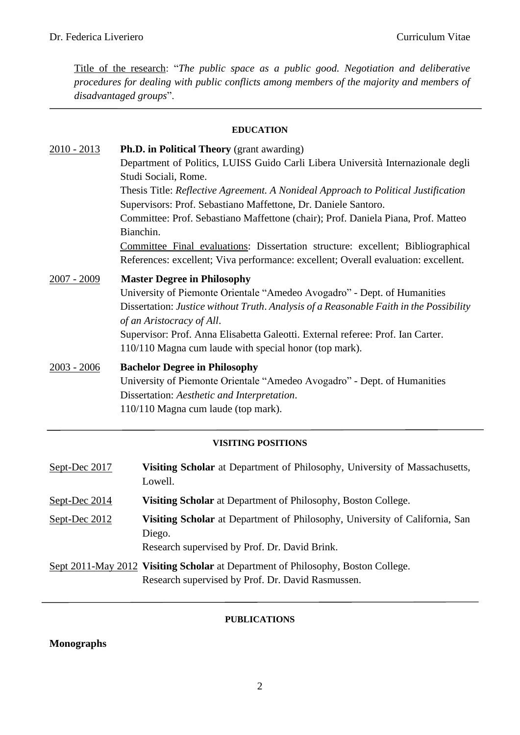Title of the research: "*The public space as a public good. Negotiation and deliberative procedures for dealing with public conflicts among members of the majority and members of disadvantaged groups*".

---

## EDUCATION

2010 - 2013 **Ph.D. in Political Theory** (grant awarding)
Department of Politics, LUISS Guido Carli Libera Università Internazionale degli Studi Sociali, Rome.
Thesis Title: *Reflective Agreement. A Nonideal Approach to Political Justification*
Supervisors: Prof. Sebastiano Maffettone, Dr. Daniele Santoro.
Committee: Prof. Sebastiano Maffettone (chair); Prof. Daniela Piana, Prof. Matteo Bianchin.
Committee Final evaluations: Dissertation structure: excellent; Bibliographical References: excellent; Viva performance: excellent; Overall evaluation: excellent.

2007 - 2009 **Master Degree in Philosophy**
University of Piemonte Orientale "Amedeo Avogadro" - Dept. of Humanities
Dissertation: *Justice without Truth*. *Analysis of a Reasonable Faith in the Possibility of an Aristocracy of All*.
Supervisor: Prof. Anna Elisabetta Galeotti. External referee: Prof. Ian Carter.
110/110 Magna cum laude with special honor (top mark).

2003 - 2006 **Bachelor Degree in Philosophy**
University of Piemonte Orientale "Amedeo Avogadro" - Dept. of Humanities
Dissertation: *Aesthetic and Interpretation*.
110/110 Magna cum laude (top mark).

---

## VISITING POSITIONS

Sept-Dec 2017 **Visiting Scholar** at Department of Philosophy, University of Massachusetts, Lowell.

Sept-Dec 2014 **Visiting Scholar** at Department of Philosophy, Boston College.

Sept-Dec 2012 **Visiting Scholar** at Department of Philosophy, University of California, San Diego.
Research supervised by Prof. Dr. David Brink.

Sept 2011-May 2012 **Visiting Scholar** at Department of Philosophy, Boston College.
Research supervised by Prof. Dr. David Rasmussen.

---

## PUBLICATIONS

### Monographs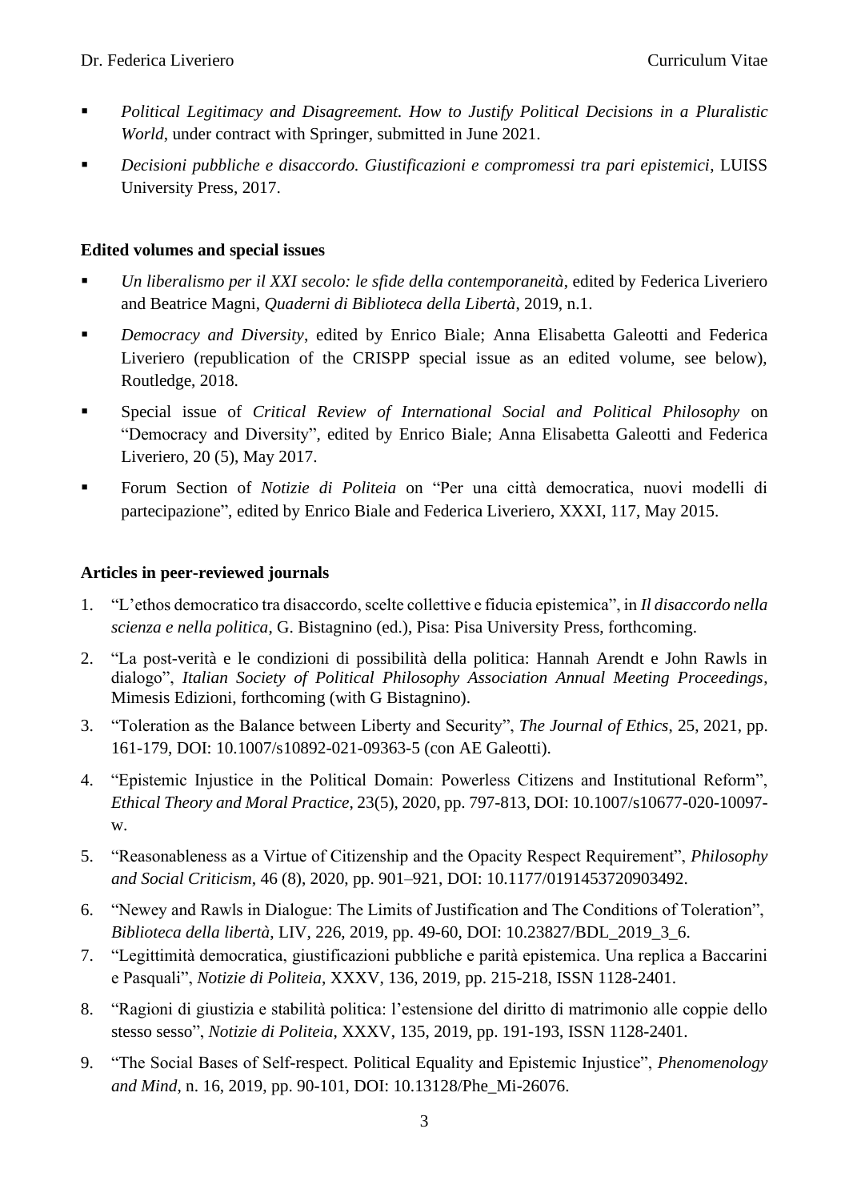- *Political Legitimacy and Disagreement. How to Justify Political Decisions in a Pluralistic World*, under contract with Springer, submitted in June 2021.
- *Decisioni pubbliche e disaccordo. Giustificazioni e compromessi tra pari epistemici*, LUISS University Press, 2017.

**Edited volumes and special issues**

- *Un liberalismo per il XXI secolo: le sfide della contemporaneità*, edited by Federica Liveriero and Beatrice Magni, *Quaderni di Biblioteca della Libertà*, 2019, n.1.
- *Democracy and Diversity*, edited by Enrico Biale; Anna Elisabetta Galeotti and Federica Liveriero (republication of the CRISPP special issue as an edited volume, see below), Routledge, 2018.
- Special issue of *Critical Review of International Social and Political Philosophy* on "Democracy and Diversity", edited by Enrico Biale; Anna Elisabetta Galeotti and Federica Liveriero, 20 (5), May 2017.
- Forum Section of *Notizie di Politeia* on "Per una città democratica, nuovi modelli di partecipazione", edited by Enrico Biale and Federica Liveriero, XXXI, 117, May 2015.

**Articles in peer-reviewed journals**

1. "L'ethos democratico tra disaccordo, scelte collettive e fiducia epistemica", in *Il disaccordo nella scienza e nella politica*, G. Bistagnino (ed.), Pisa: Pisa University Press, forthcoming.
2. "La post-verità e le condizioni di possibilità della politica: Hannah Arendt e John Rawls in dialogo", *Italian Society of Political Philosophy Association Annual Meeting Proceedings*, Mimesis Edizioni, forthcoming (with G Bistagnino).
3. "Toleration as the Balance between Liberty and Security", *The Journal of Ethics*, 25, 2021, pp. 161-179, DOI: 10.1007/s10892-021-09363-5 (con AE Galeotti).
4. "Epistemic Injustice in the Political Domain: Powerless Citizens and Institutional Reform", *Ethical Theory and Moral Practice*, 23(5), 2020, pp. 797-813, DOI: 10.1007/s10677-020-10097-w.
5. "Reasonableness as a Virtue of Citizenship and the Opacity Respect Requirement", *Philosophy and Social Criticism*, 46 (8), 2020, pp. 901–921, DOI: 10.1177/0191453720903492.
6. "Newey and Rawls in Dialogue: The Limits of Justification and The Conditions of Toleration", *Biblioteca della libertà*, LIV, 226, 2019, pp. 49-60, DOI: 10.23827/BDL_2019_3_6.
7. "Legittimità democratica, giustificazioni pubbliche e parità epistemica. Una replica a Baccarini e Pasquali", *Notizie di Politeia*, XXXV, 136, 2019, pp. 215-218, ISSN 1128-2401.
8. "Ragioni di giustizia e stabilità politica: l'estensione del diritto di matrimonio alle coppie dello stesso sesso", *Notizie di Politeia*, XXXV, 135, 2019, pp. 191-193, ISSN 1128-2401.
9. "The Social Bases of Self-respect. Political Equality and Epistemic Injustice", *Phenomenology and Mind*, n. 16, 2019, pp. 90-101, DOI: 10.13128/Phe_Mi-26076.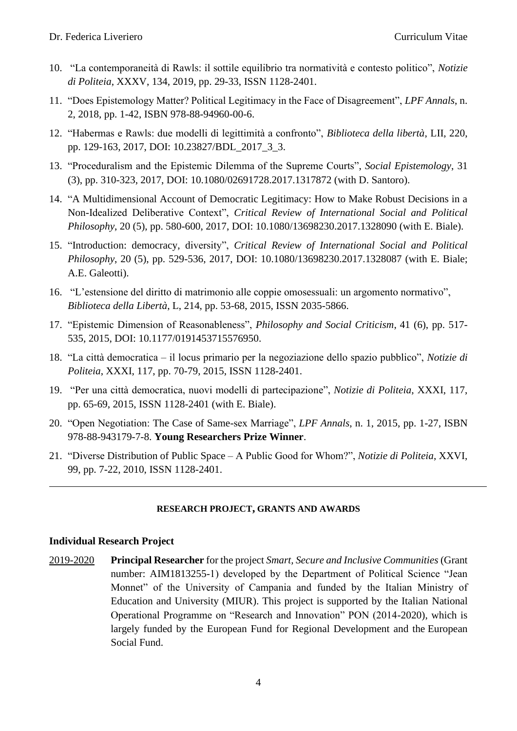10. "La contemporaneità di Rawls: il sottile equilibrio tra normatività e contesto politico", *Notizie di Politeia*, XXXV, 134, 2019, pp. 29-33, ISSN 1128-2401.
11. "Does Epistemology Matter? Political Legitimacy in the Face of Disagreement", *LPF Annals*, n. 2, 2018, pp. 1-42, ISBN 978-88-94960-00-6.
12. "Habermas e Rawls: due modelli di legittimità a confronto", *Biblioteca della libertà*, LII, 220, pp. 129-163, 2017, DOI: 10.23827/BDL_2017_3_3.
13. "Proceduralism and the Epistemic Dilemma of the Supreme Courts", *Social Epistemology*, 31 (3), pp. 310-323, 2017, DOI: 10.1080/02691728.2017.1317872 (with D. Santoro).
14. "A Multidimensional Account of Democratic Legitimacy: How to Make Robust Decisions in a Non-Idealized Deliberative Context", *Critical Review of International Social and Political Philosophy*, 20 (5), pp. 580-600, 2017, DOI: 10.1080/13698230.2017.1328090 (with E. Biale).
15. "Introduction: democracy, diversity", *Critical Review of International Social and Political Philosophy*, 20 (5), pp. 529-536, 2017, DOI: 10.1080/13698230.2017.1328087 (with E. Biale; A.E. Galeotti).
16. "L'estensione del diritto di matrimonio alle coppie omosessuali: un argomento normativo", *Biblioteca della Libertà*, L, 214, pp. 53-68, 2015, ISSN 2035-5866.
17. "Epistemic Dimension of Reasonableness", *Philosophy and Social Criticism*, 41 (6), pp. 517-535, 2015, DOI: 10.1177/0191453715576950.
18. "La città democratica – il locus primario per la negoziazione dello spazio pubblico", *Notizie di Politeia*, XXXI, 117, pp. 70-79, 2015, ISSN 1128-2401.
19. "Per una città democratica, nuovi modelli di partecipazione", *Notizie di Politeia*, XXXI, 117, pp. 65-69, 2015, ISSN 1128-2401 (with E. Biale).
20. "Open Negotiation: The Case of Same-sex Marriage", *LPF Annals*, n. 1, 2015, pp. 1-27, ISBN 978-88-943179-7-8. **Young Researchers Prize Winner**.
21. "Diverse Distribution of Public Space – A Public Good for Whom?", *Notizie di Politeia*, XXVI, 99, pp. 7-22, 2010, ISSN 1128-2401.

---

## RESEARCH PROJECT, GRANTS AND AWARDS

### Individual Research Project

2019-2020 **Principal Researcher** for the project *Smart, Secure and Inclusive Communities* (Grant number: AIM1813255-1) developed by the Department of Political Science "Jean Monnet" of the University of Campania and funded by the Italian Ministry of Education and University (MIUR). This project is supported by the Italian National Operational Programme on "Research and Innovation" PON (2014-2020), which is largely funded by the European Fund for Regional Development and the European Social Fund.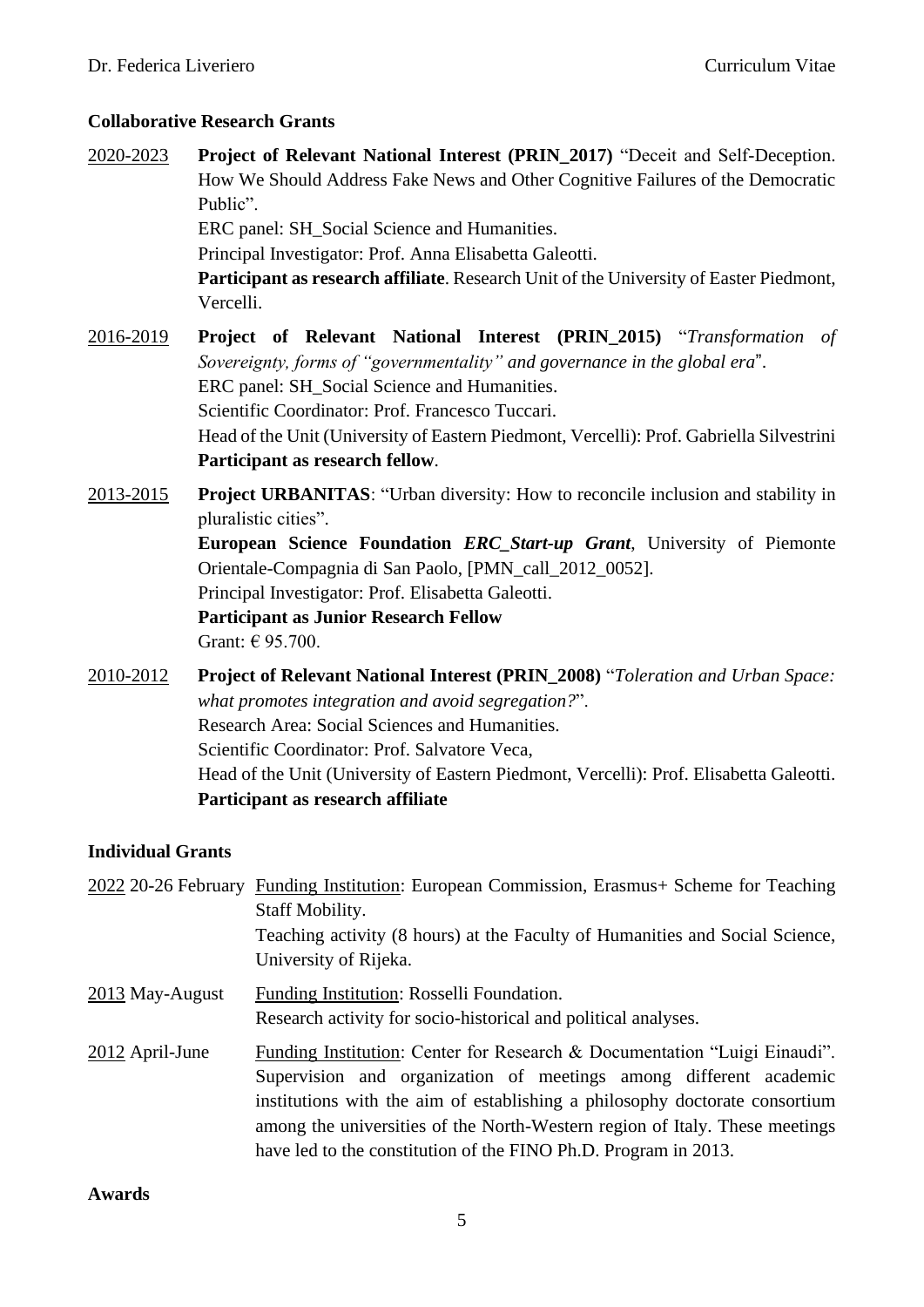### Collaborative Research Grants

<u>2020-2023</u> **Project of Relevant National Interest (PRIN_2017)** "Deceit and Self-Deception. How We Should Address Fake News and Other Cognitive Failures of the Democratic Public".
ERC panel: SH_Social Science and Humanities.
Principal Investigator: Prof. Anna Elisabetta Galeotti.
**Participant as research affiliate**. Research Unit of the University of Easter Piedmont, Vercelli.

<u>2016-2019</u> **Project of Relevant National Interest (PRIN_2015)** "*Transformation of Sovereignty, forms of "governmentality" and governance in the global era*".
ERC panel: SH_Social Science and Humanities.
Scientific Coordinator: Prof. Francesco Tuccari.
Head of the Unit (University of Eastern Piedmont, Vercelli): Prof. Gabriella Silvestrini
**Participant as research fellow**.

<u>2013-2015</u> **Project URBANITAS**: "Urban diversity: How to reconcile inclusion and stability in pluralistic cities".
**European Science Foundation *ERC_Start-up Grant***, University of Piemonte Orientale-Compagnia di San Paolo, [PMN_call_2012_0052].
Principal Investigator: Prof. Elisabetta Galeotti.
**Participant as Junior Research Fellow**
Grant: € 95.700.

<u>2010-2012</u> **Project of Relevant National Interest (PRIN_2008)** "*Toleration and Urban Space: what promotes integration and avoid segregation?*".
Research Area: Social Sciences and Humanities.
Scientific Coordinator: Prof. Salvatore Veca,
Head of the Unit (University of Eastern Piedmont, Vercelli): Prof. Elisabetta Galeotti.
**Participant as research affiliate**

### Individual Grants

<u>2022</u> 20-26 February <u>Funding Institution</u>: European Commission, Erasmus+ Scheme for Teaching Staff Mobility.
Teaching activity (8 hours) at the Faculty of Humanities and Social Science, University of Rijeka.

<u>2013</u> May-August <u>Funding Institution</u>: Rosselli Foundation.
Research activity for socio-historical and political analyses.

<u>2012</u> April-June <u>Funding Institution</u>: Center for Research & Documentation "Luigi Einaudi". Supervision and organization of meetings among different academic institutions with the aim of establishing a philosophy doctorate consortium among the universities of the North-Western region of Italy. These meetings have led to the constitution of the FINO Ph.D. Program in 2013.

### Awards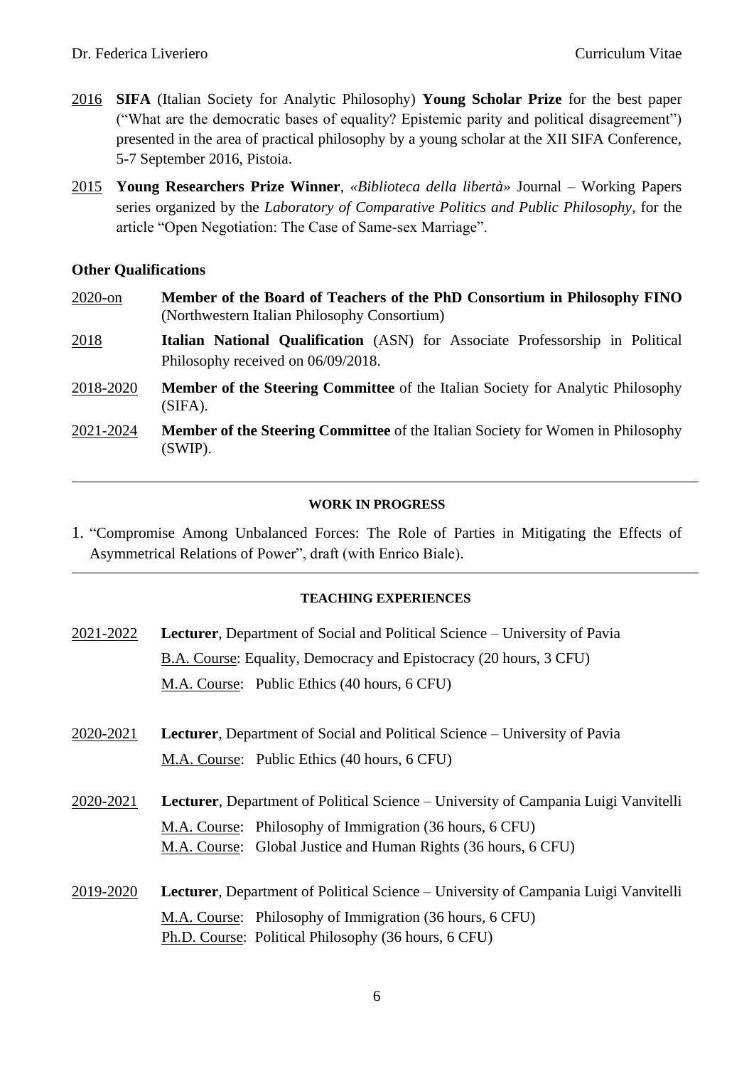2016 **SIFA** (Italian Society for Analytic Philosophy) **Young Scholar Prize** for the best paper ("What are the democratic bases of equality? Epistemic parity and political disagreement") presented in the area of practical philosophy by a young scholar at the XII SIFA Conference, 5-7 September 2016, Pistoia.

2015 **Young Researchers Prize Winner**, *«Biblioteca della libertà»* Journal – Working Papers series organized by the *Laboratory of Comparative Politics and Public Philosophy*, for the article "Open Negotiation: The Case of Same-sex Marriage".

**Other Qualifications**

2020-on **Member of the Board of Teachers of the PhD Consortium in Philosophy FINO** (Northwestern Italian Philosophy Consortium)

2018 **Italian National Qualification** (ASN) for Associate Professorship in Political Philosophy received on 06/09/2018.

2018-2020 **Member of the Steering Committee** of the Italian Society for Analytic Philosophy (SIFA).

2021-2024 **Member of the Steering Committee** of the Italian Society for Women in Philosophy (SWIP).

---

**WORK IN PROGRESS**

1. "Compromise Among Unbalanced Forces: The Role of Parties in Mitigating the Effects of Asymmetrical Relations of Power", draft (with Enrico Biale).

---

**TEACHING EXPERIENCES**

2021-2022 **Lecturer**, Department of Social and Political Science – University of Pavia
B.A. Course: Equality, Democracy and Epistocracy (20 hours, 3 CFU)
M.A. Course: Public Ethics (40 hours, 6 CFU)

2020-2021 **Lecturer**, Department of Social and Political Science – University of Pavia
M.A. Course: Public Ethics (40 hours, 6 CFU)

2020-2021 **Lecturer**, Department of Political Science – University of Campania Luigi Vanvitelli
M.A. Course: Philosophy of Immigration (36 hours, 6 CFU)
M.A. Course: Global Justice and Human Rights (36 hours, 6 CFU)

2019-2020 **Lecturer**, Department of Political Science – University of Campania Luigi Vanvitelli
M.A. Course: Philosophy of Immigration (36 hours, 6 CFU)
Ph.D. Course: Political Philosophy (36 hours, 6 CFU)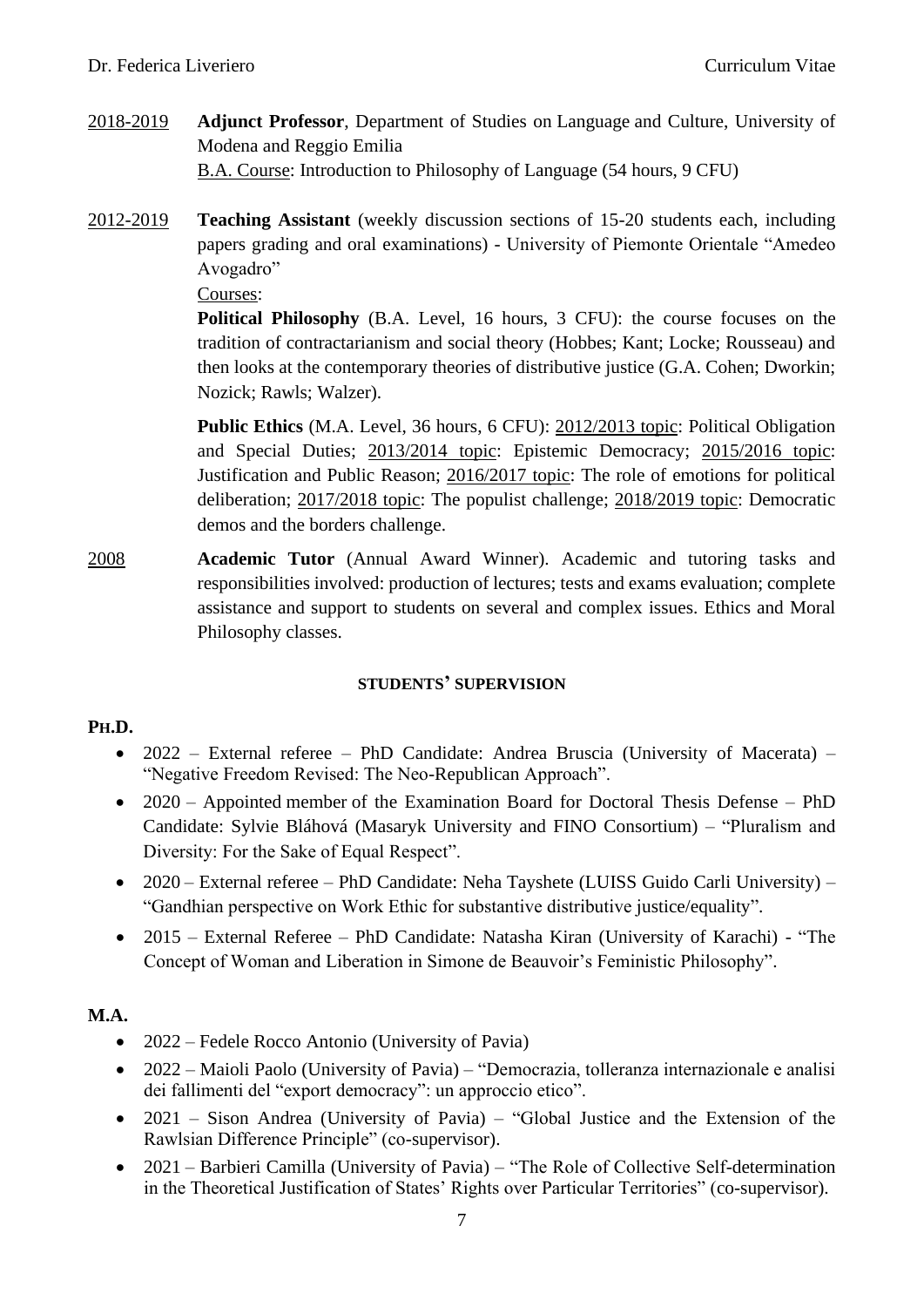2018-2019 **Adjunct Professor**, Department of Studies on Language and Culture, University of Modena and Reggio Emilia
B.A. Course: Introduction to Philosophy of Language (54 hours, 9 CFU)

2012-2019 **Teaching Assistant** (weekly discussion sections of 15-20 students each, including papers grading and oral examinations) - University of Piemonte Orientale "Amedeo Avogadro"
Courses:
**Political Philosophy** (B.A. Level, 16 hours, 3 CFU): the course focuses on the tradition of contractarianism and social theory (Hobbes; Kant; Locke; Rousseau) and then looks at the contemporary theories of distributive justice (G.A. Cohen; Dworkin; Nozick; Rawls; Walzer).

**Public Ethics** (M.A. Level, 36 hours, 6 CFU): 2012/2013 topic: Political Obligation and Special Duties; 2013/2014 topic: Epistemic Democracy; 2015/2016 topic: Justification and Public Reason; 2016/2017 topic: The role of emotions for political deliberation; 2017/2018 topic: The populist challenge; 2018/2019 topic: Democratic demos and the borders challenge.

2008 **Academic Tutor** (Annual Award Winner). Academic and tutoring tasks and responsibilities involved: production of lectures; tests and exams evaluation; complete assistance and support to students on several and complex issues. Ethics and Moral Philosophy classes.

## STUDENTS' SUPERVISION

**PH.D.**

- 2022 – External referee – PhD Candidate: Andrea Bruscia (University of Macerata) – "Negative Freedom Revised: The Neo-Republican Approach".
- 2020 – Appointed member of the Examination Board for Doctoral Thesis Defense – PhD Candidate: Sylvie Bláhová (Masaryk University and FINO Consortium) – "Pluralism and Diversity: For the Sake of Equal Respect".
- 2020 – External referee – PhD Candidate: Neha Tayshete (LUISS Guido Carli University) – "Gandhian perspective on Work Ethic for substantive distributive justice/equality".
- 2015 – External Referee – PhD Candidate: Natasha Kiran (University of Karachi) - "The Concept of Woman and Liberation in Simone de Beauvoir's Feministic Philosophy".

**M.A.**

- 2022 – Fedele Rocco Antonio (University of Pavia)
- 2022 – Maioli Paolo (University of Pavia) – "Democrazia, tolleranza internazionale e analisi dei fallimenti del "export democracy": un approccio etico".
- 2021 – Sison Andrea (University of Pavia) – "Global Justice and the Extension of the Rawlsian Difference Principle" (co-supervisor).
- 2021 – Barbieri Camilla (University of Pavia) – "The Role of Collective Self-determination in the Theoretical Justification of States' Rights over Particular Territories" (co-supervisor).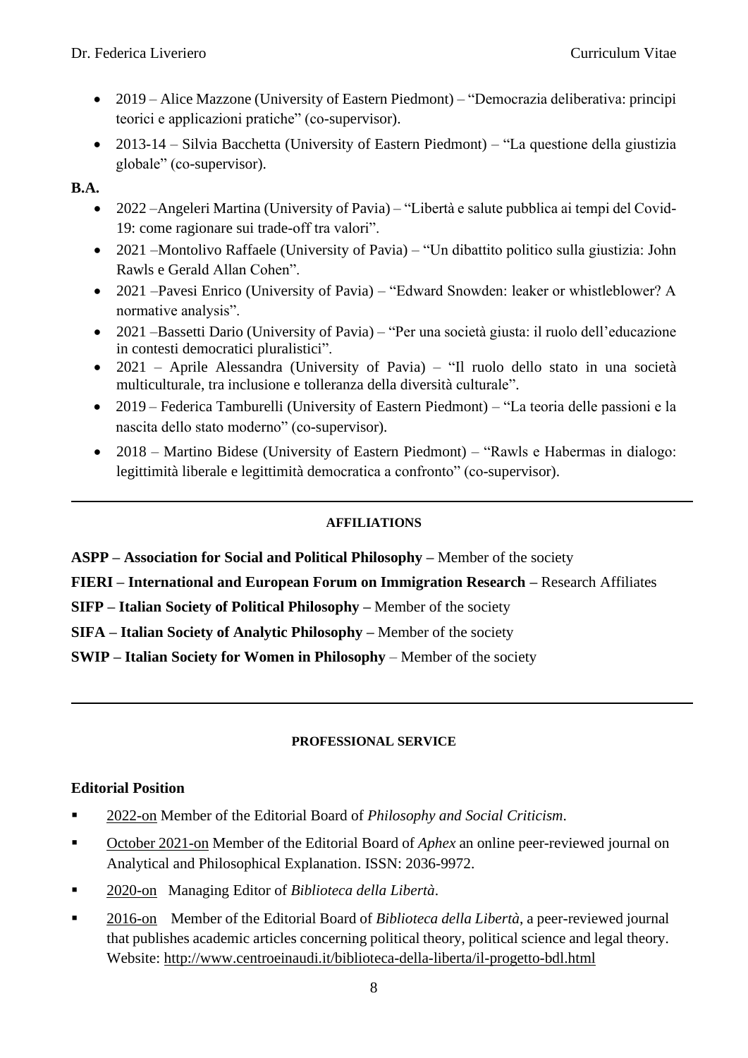- 2019 – Alice Mazzone (University of Eastern Piedmont) – "Democrazia deliberativa: principi teorici e applicazioni pratiche" (co-supervisor).
- 2013-14 – Silvia Bacchetta (University of Eastern Piedmont) – "La questione della giustizia globale" (co-supervisor).

**B.A.**

- 2022 –Angeleri Martina (University of Pavia) – "Libertà e salute pubblica ai tempi del Covid-19: come ragionare sui trade-off tra valori".
- 2021 –Montolivo Raffaele (University of Pavia) – "Un dibattito politico sulla giustizia: John Rawls e Gerald Allan Cohen".
- 2021 –Pavesi Enrico (University of Pavia) – "Edward Snowden: leaker or whistleblower? A normative analysis".
- 2021 –Bassetti Dario (University of Pavia) – "Per una società giusta: il ruolo dell'educazione in contesti democratici pluralistici".
- 2021 – Aprile Alessandra (University of Pavia) – "Il ruolo dello stato in una società multiculturale, tra inclusione e tolleranza della diversità culturale".
- 2019 – Federica Tamburelli (University of Eastern Piedmont) – "La teoria delle passioni e la nascita dello stato moderno" (co-supervisor).
- 2018 – Martino Bidese (University of Eastern Piedmont) – "Rawls e Habermas in dialogo: legittimità liberale e legittimità democratica a confronto" (co-supervisor).

---

## AFFILIATIONS

**ASPP – Association for Social and Political Philosophy –** Member of the society

**FIERI – International and European Forum on Immigration Research –** Research Affiliates

**SIFP – Italian Society of Political Philosophy –** Member of the society

**SIFA – Italian Society of Analytic Philosophy –** Member of the society

**SWIP – Italian Society for Women in Philosophy** – Member of the society

---

## PROFESSIONAL SERVICE

### Editorial Position

- 2022-on Member of the Editorial Board of *Philosophy and Social Criticism*.
- October 2021-on Member of the Editorial Board of *Aphex* an online peer-reviewed journal on Analytical and Philosophical Explanation. ISSN: 2036-9972.
- 2020-on Managing Editor of *Biblioteca della Libertà*.
- 2016-on Member of the Editorial Board of *Biblioteca della Libertà*, a peer-reviewed journal that publishes academic articles concerning political theory, political science and legal theory. Website: http://www.centroeinaudi.it/biblioteca-della-liberta/il-progetto-bdl.html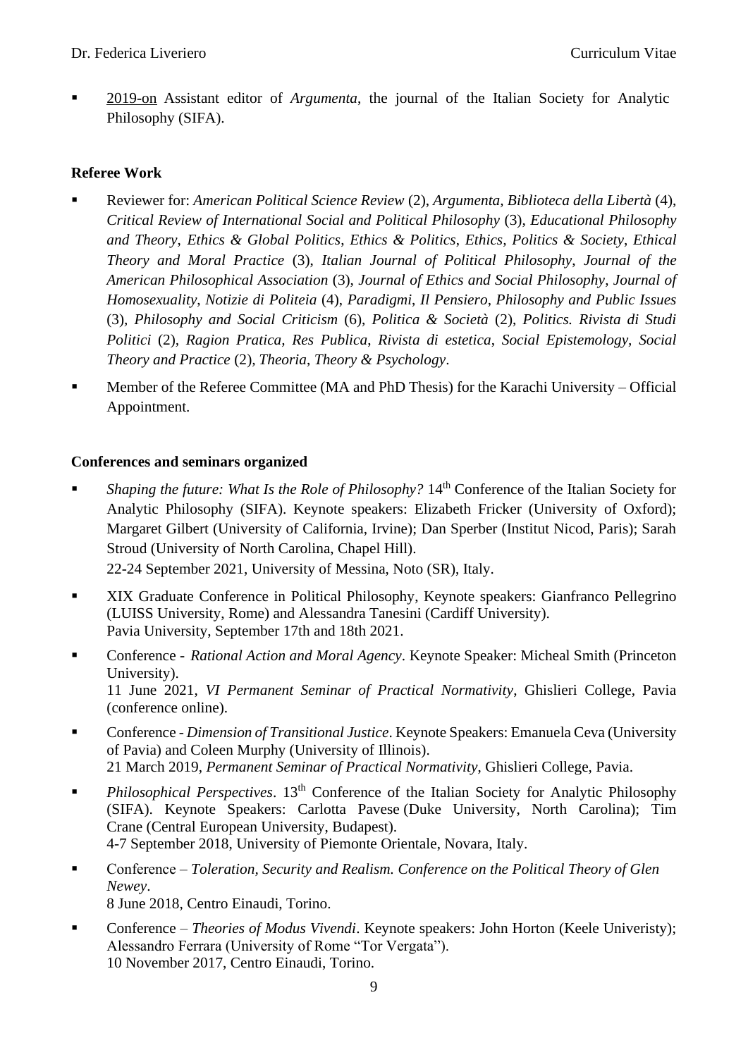- 2019-on Assistant editor of *Argumenta*, the journal of the Italian Society for Analytic Philosophy (SIFA).

**Referee Work**

- Reviewer for: *American Political Science Review* (2), *Argumenta*, *Biblioteca della Libertà* (4), *Critical Review of International Social and Political Philosophy* (3), *Educational Philosophy and Theory*, *Ethics & Global Politics*, *Ethics & Politics*, *Ethics, Politics & Society*, *Ethical Theory and Moral Practice* (3), *Italian Journal of Political Philosophy*, *Journal of the American Philosophical Association* (3), *Journal of Ethics and Social Philosophy*, *Journal of Homosexuality*, *Notizie di Politeia* (4), *Paradigmi*, *Il Pensiero*, *Philosophy and Public Issues* (3), *Philosophy and Social Criticism* (6), *Politica & Società* (2), *Politics. Rivista di Studi Politici* (2), *Ragion Pratica*, *Res Publica*, *Rivista di estetica*, *Social Epistemology*, *Social Theory and Practice* (2), *Theoria*, *Theory & Psychology*.
- Member of the Referee Committee (MA and PhD Thesis) for the Karachi University – Official Appointment.

**Conferences and seminars organized**

- *Shaping the future: What Is the Role of Philosophy?* 14th Conference of the Italian Society for Analytic Philosophy (SIFA). Keynote speakers: Elizabeth Fricker (University of Oxford); Margaret Gilbert (University of California, Irvine); Dan Sperber (Institut Nicod, Paris); Sarah Stroud (University of North Carolina, Chapel Hill).
  22-24 September 2021, University of Messina, Noto (SR), Italy.
- XIX Graduate Conference in Political Philosophy, Keynote speakers: Gianfranco Pellegrino (LUISS University, Rome) and Alessandra Tanesini (Cardiff University).
  Pavia University, September 17th and 18th 2021.
- Conference - *Rational Action and Moral Agency*. Keynote Speaker: Micheal Smith (Princeton University).
  11 June 2021, *VI Permanent Seminar of Practical Normativity*, Ghislieri College, Pavia (conference online).
- Conference - *Dimension of Transitional Justice*. Keynote Speakers: Emanuela Ceva (University of Pavia) and Coleen Murphy (University of Illinois).
  21 March 2019, *Permanent Seminar of Practical Normativity*, Ghislieri College, Pavia.
- *Philosophical Perspectives*. 13th Conference of the Italian Society for Analytic Philosophy (SIFA). Keynote Speakers: Carlotta Pavese (Duke University, North Carolina); Tim Crane (Central European University, Budapest).
  4-7 September 2018, University of Piemonte Orientale, Novara, Italy.
- Conference – *Toleration, Security and Realism. Conference on the Political Theory of Glen Newey*.
  8 June 2018, Centro Einaudi, Torino.
- Conference – *Theories of Modus Vivendi*. Keynote speakers: John Horton (Keele Univeristy); Alessandro Ferrara (University of Rome "Tor Vergata").
  10 November 2017, Centro Einaudi, Torino.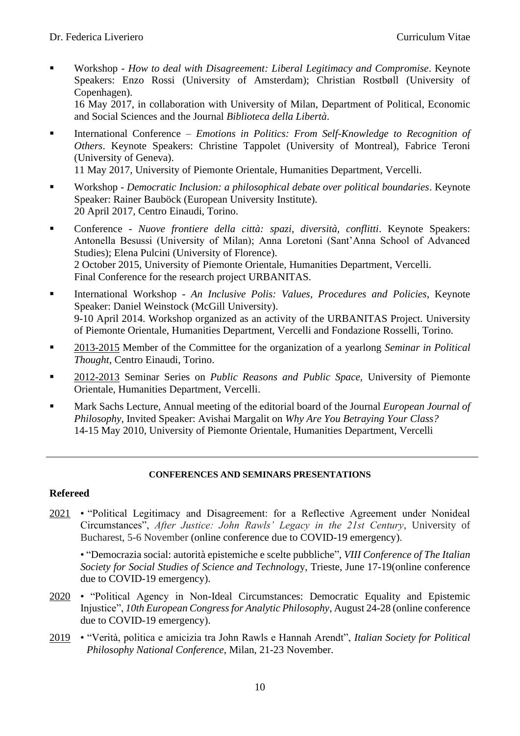- Workshop - *How to deal with Disagreement: Liberal Legitimacy and Compromise*. Keynote Speakers: Enzo Rossi (University of Amsterdam); Christian Rostbøll (University of Copenhagen).
  16 May 2017, in collaboration with University of Milan, Department of Political, Economic and Social Sciences and the Journal *Biblioteca della Libertà*.
- International Conference – *Emotions in Politics: From Self-Knowledge to Recognition of Others*. Keynote Speakers: Christine Tappolet (University of Montreal), Fabrice Teroni (University of Geneva).
  11 May 2017, University of Piemonte Orientale, Humanities Department, Vercelli.
- Workshop - *Democratic Inclusion: a philosophical debate over political boundaries*. Keynote Speaker: Rainer Bauböck (European University Institute).
  20 April 2017, Centro Einaudi, Torino.
- Conference - *Nuove frontiere della città: spazi, diversità, conflitti*. Keynote Speakers: Antonella Besussi (University of Milan); Anna Loretoni (Sant'Anna School of Advanced Studies); Elena Pulcini (University of Florence).
  2 October 2015, University of Piemonte Orientale, Humanities Department, Vercelli.
  Final Conference for the research project URBANITAS.
- International Workshop - *An Inclusive Polis: Values, Procedures and Policies*, Keynote Speaker: Daniel Weinstock (McGill University).
  9-10 April 2014. Workshop organized as an activity of the URBANITAS Project. University of Piemonte Orientale, Humanities Department, Vercelli and Fondazione Rosselli, Torino.
- 2013-2015 Member of the Committee for the organization of a yearlong *Seminar in Political Thought*, Centro Einaudi, Torino.
- 2012-2013 Seminar Series on *Public Reasons and Public Space,* University of Piemonte Orientale, Humanities Department, Vercelli.
- Mark Sachs Lecture, Annual meeting of the editorial board of the Journal *European Journal of Philosophy*, Invited Speaker: Avishai Margalit on *Why Are You Betraying Your Class?*
  14-15 May 2010, University of Piemonte Orientale, Humanities Department, Vercelli

---

## CONFERENCES AND SEMINARS PRESENTATIONS

### Refereed

2021 • "Political Legitimacy and Disagreement: for a Reflective Agreement under Nonideal Circumstances", *After Justice: John Rawls' Legacy in the 21st Century*, University of Bucharest, 5-6 November (online conference due to COVID-19 emergency).

• "Democrazia social: autorità epistemiche e scelte pubbliche", *VIII Conference of The Italian Society for Social Studies of Science and Technology*, Trieste, June 17-19(online conference due to COVID-19 emergency).

2020 • "Political Agency in Non-Ideal Circumstances: Democratic Equality and Epistemic Injustice", *10th European Congress for Analytic Philosophy*, August 24-28 (online conference due to COVID-19 emergency).

2019 • "Verità, politica e amicizia tra John Rawls e Hannah Arendt", *Italian Society for Political Philosophy National Conference*, Milan, 21-23 November.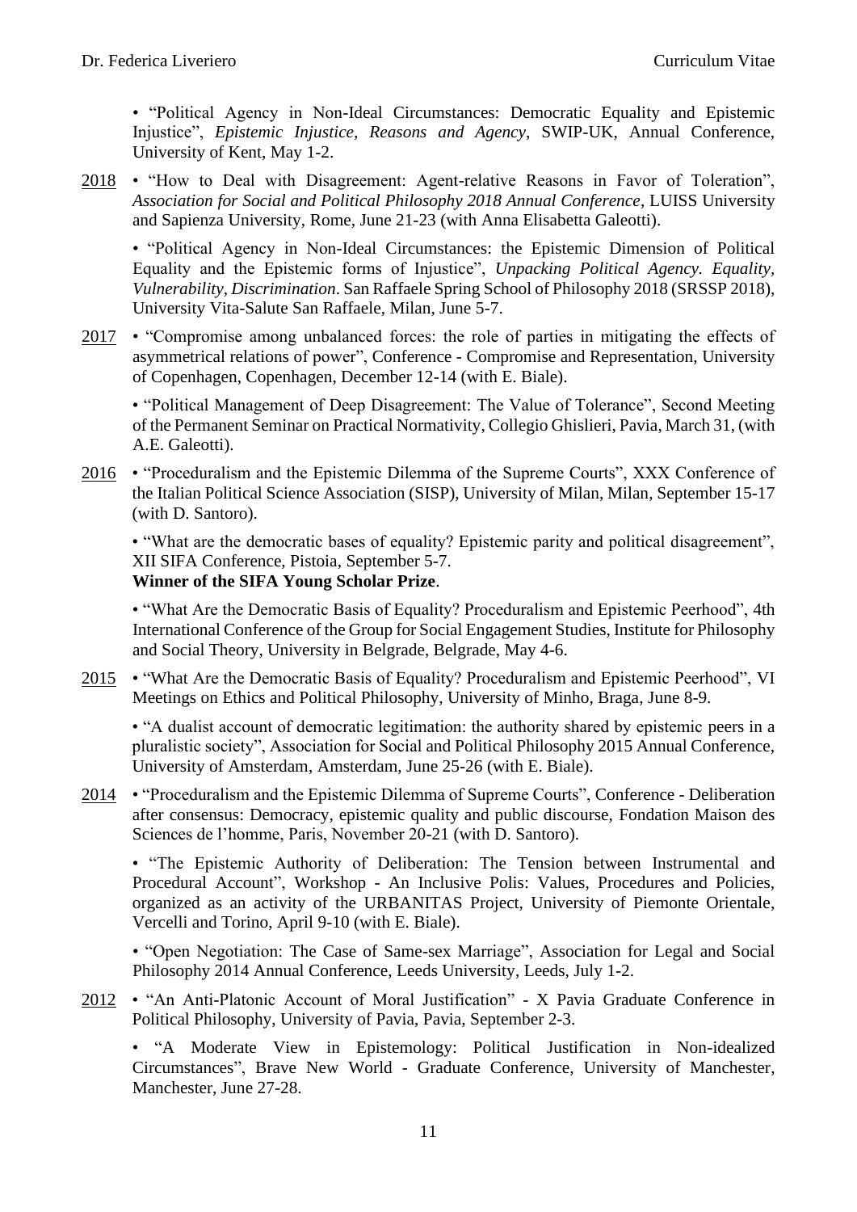• "Political Agency in Non-Ideal Circumstances: Democratic Equality and Epistemic Injustice", *Epistemic Injustice, Reasons and Agency*, SWIP-UK, Annual Conference, University of Kent, May 1-2.

2018 • "How to Deal with Disagreement: Agent-relative Reasons in Favor of Toleration", *Association for Social and Political Philosophy 2018 Annual Conference*, LUISS University and Sapienza University, Rome, June 21-23 (with Anna Elisabetta Galeotti).

• "Political Agency in Non-Ideal Circumstances: the Epistemic Dimension of Political Equality and the Epistemic forms of Injustice", *Unpacking Political Agency. Equality, Vulnerability, Discrimination*. San Raffaele Spring School of Philosophy 2018 (SRSSP 2018), University Vita-Salute San Raffaele, Milan, June 5-7.

2017 • "Compromise among unbalanced forces: the role of parties in mitigating the effects of asymmetrical relations of power", Conference - Compromise and Representation, University of Copenhagen, Copenhagen, December 12-14 (with E. Biale).

• "Political Management of Deep Disagreement: The Value of Tolerance", Second Meeting of the Permanent Seminar on Practical Normativity, Collegio Ghislieri, Pavia, March 31, (with A.E. Galeotti).

2016 • "Proceduralism and the Epistemic Dilemma of the Supreme Courts", XXX Conference of the Italian Political Science Association (SISP), University of Milan, Milan, September 15-17 (with D. Santoro).

• "What are the democratic bases of equality? Epistemic parity and political disagreement", XII SIFA Conference, Pistoia, September 5-7.
**Winner of the SIFA Young Scholar Prize**.

• "What Are the Democratic Basis of Equality? Proceduralism and Epistemic Peerhood", 4th International Conference of the Group for Social Engagement Studies, Institute for Philosophy and Social Theory, University in Belgrade, Belgrade, May 4-6.

2015 • "What Are the Democratic Basis of Equality? Proceduralism and Epistemic Peerhood", VI Meetings on Ethics and Political Philosophy, University of Minho, Braga, June 8-9.

• "A dualist account of democratic legitimation: the authority shared by epistemic peers in a pluralistic society", Association for Social and Political Philosophy 2015 Annual Conference, University of Amsterdam, Amsterdam, June 25-26 (with E. Biale).

2014 • "Proceduralism and the Epistemic Dilemma of Supreme Courts", Conference - Deliberation after consensus: Democracy, epistemic quality and public discourse, Fondation Maison des Sciences de l'homme, Paris, November 20-21 (with D. Santoro).

• "The Epistemic Authority of Deliberation: The Tension between Instrumental and Procedural Account", Workshop - An Inclusive Polis: Values, Procedures and Policies, organized as an activity of the URBANITAS Project, University of Piemonte Orientale, Vercelli and Torino, April 9-10 (with E. Biale).

• "Open Negotiation: The Case of Same-sex Marriage", Association for Legal and Social Philosophy 2014 Annual Conference, Leeds University, Leeds, July 1-2.

2012 • "An Anti-Platonic Account of Moral Justification" - X Pavia Graduate Conference in Political Philosophy, University of Pavia, Pavia, September 2-3.

• "A Moderate View in Epistemology: Political Justification in Non-idealized Circumstances", Brave New World - Graduate Conference, University of Manchester, Manchester, June 27-28.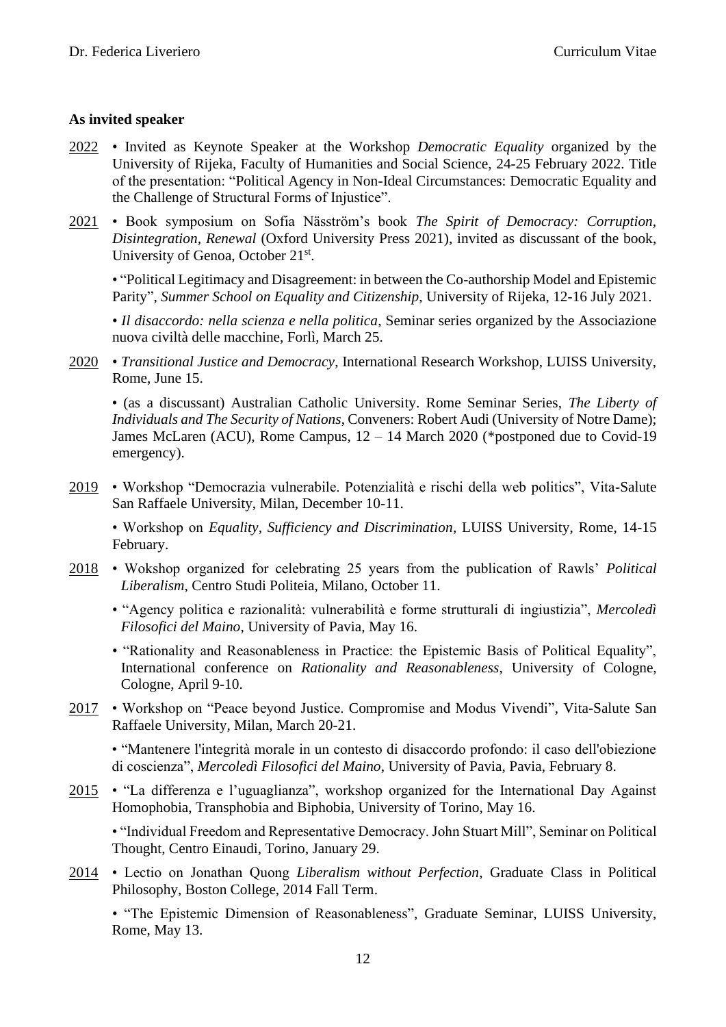**As invited speaker**

2022 • Invited as Keynote Speaker at the Workshop *Democratic Equality* organized by the University of Rijeka, Faculty of Humanities and Social Science, 24-25 February 2022. Title of the presentation: "Political Agency in Non-Ideal Circumstances: Democratic Equality and the Challenge of Structural Forms of Injustice".

2021 • Book symposium on Sofia Näsström's book *The Spirit of Democracy: Corruption, Disintegration, Renewal* (Oxford University Press 2021), invited as discussant of the book, University of Genoa, October 21st.

• "Political Legitimacy and Disagreement: in between the Co-authorship Model and Epistemic Parity", *Summer School on Equality and Citizenship*, University of Rijeka, 12-16 July 2021.

• *Il disaccordo: nella scienza e nella politica*, Seminar series organized by the Associazione nuova civiltà delle macchine, Forlì, March 25.

2020 • *Transitional Justice and Democracy*, International Research Workshop, LUISS University, Rome, June 15.

• (as a discussant) Australian Catholic University. Rome Seminar Series, *The Liberty of Individuals and The Security of Nations*, Conveners: Robert Audi (University of Notre Dame); James McLaren (ACU), Rome Campus, 12 – 14 March 2020 (*postponed due to Covid-19 emergency).

2019 • Workshop "Democrazia vulnerabile. Potenzialità e rischi della web politics", Vita-Salute San Raffaele University, Milan, December 10-11.

• Workshop on *Equality, Sufficiency and Discrimination*, LUISS University, Rome, 14-15 February.

2018 • Wokshop organized for celebrating 25 years from the publication of Rawls' *Political Liberalism*, Centro Studi Politeia, Milano, October 11.

• "Agency politica e razionalità: vulnerabilità e forme strutturali di ingiustizia", *Mercoledì Filosofici del Maino*, University of Pavia, May 16.

• "Rationality and Reasonableness in Practice: the Epistemic Basis of Political Equality", International conference on *Rationality and Reasonableness*, University of Cologne, Cologne, April 9-10.

2017 • Workshop on "Peace beyond Justice. Compromise and Modus Vivendi", Vita-Salute San Raffaele University, Milan, March 20-21.

• "Mantenere l'integrità morale in un contesto di disaccordo profondo: il caso dell'obiezione di coscienza", *Mercoledì Filosofici del Maino*, University of Pavia, Pavia, February 8.

2015 • "La differenza e l'uguaglianza", workshop organized for the International Day Against Homophobia, Transphobia and Biphobia, University of Torino, May 16.

• "Individual Freedom and Representative Democracy. John Stuart Mill", Seminar on Political Thought, Centro Einaudi, Torino, January 29.

2014 • Lectio on Jonathan Quong *Liberalism without Perfection*, Graduate Class in Political Philosophy, Boston College, 2014 Fall Term.

• "The Epistemic Dimension of Reasonableness", Graduate Seminar, LUISS University, Rome, May 13.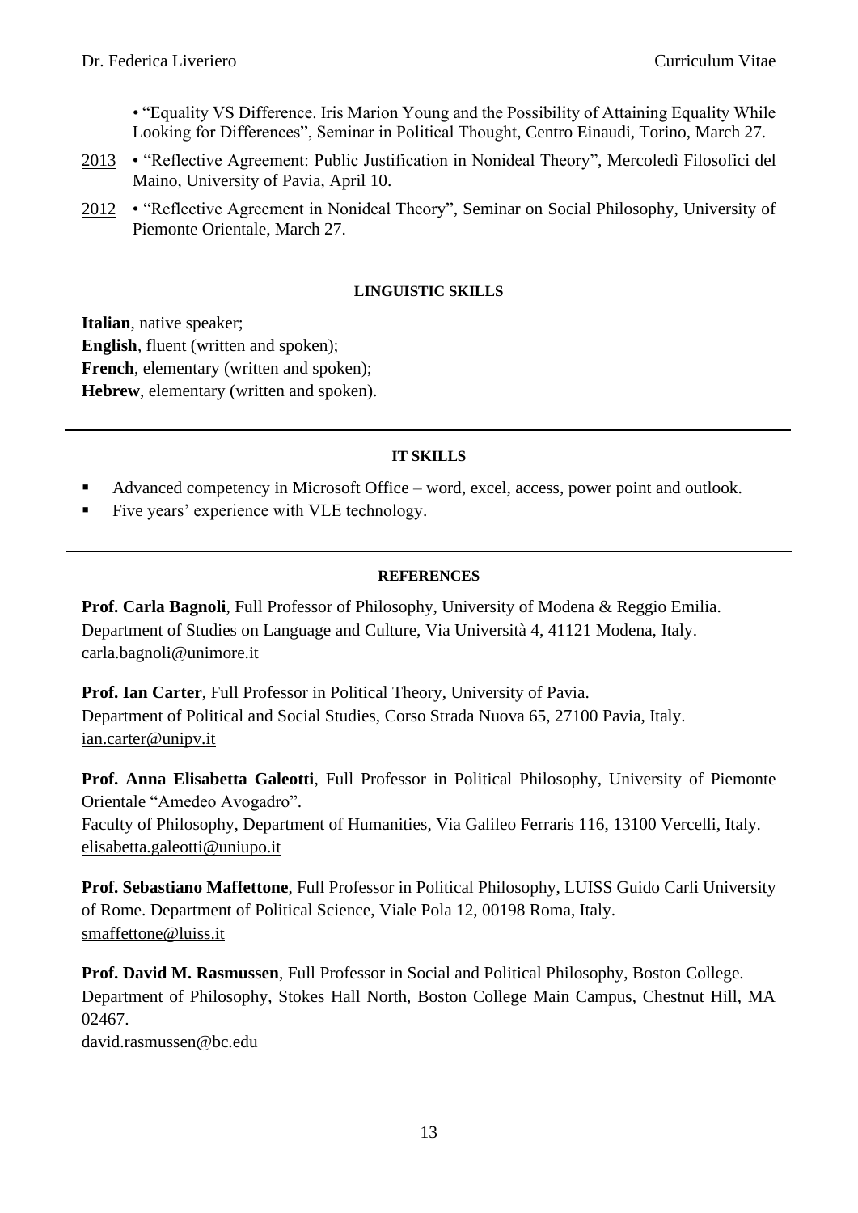• "Equality VS Difference. Iris Marion Young and the Possibility of Attaining Equality While Looking for Differences", Seminar in Political Thought, Centro Einaudi, Torino, March 27.

2013 • "Reflective Agreement: Public Justification in Nonideal Theory", Mercoledì Filosofici del Maino, University of Pavia, April 10.

2012 • "Reflective Agreement in Nonideal Theory", Seminar on Social Philosophy, University of Piemonte Orientale, March 27.

---

#### LINGUISTIC SKILLS

**Italian**, native speaker;
**English**, fluent (written and spoken);
**French**, elementary (written and spoken);
**Hebrew**, elementary (written and spoken).

---

#### IT SKILLS

- Advanced competency in Microsoft Office – word, excel, access, power point and outlook.
- Five years' experience with VLE technology.

---

#### REFERENCES

**Prof. Carla Bagnoli**, Full Professor of Philosophy, University of Modena & Reggio Emilia.
Department of Studies on Language and Culture, Via Università 4, 41121 Modena, Italy.
carla.bagnoli@unimore.it

**Prof. Ian Carter**, Full Professor in Political Theory, University of Pavia.
Department of Political and Social Studies, Corso Strada Nuova 65, 27100 Pavia, Italy.
ian.carter@unipv.it

**Prof. Anna Elisabetta Galeotti**, Full Professor in Political Philosophy, University of Piemonte Orientale "Amedeo Avogadro".
Faculty of Philosophy, Department of Humanities, Via Galileo Ferraris 116, 13100 Vercelli, Italy.
elisabetta.galeotti@uniupo.it

**Prof. Sebastiano Maffettone**, Full Professor in Political Philosophy, LUISS Guido Carli University of Rome. Department of Political Science, Viale Pola 12, 00198 Roma, Italy.
smaffettone@luiss.it

**Prof. David M. Rasmussen**, Full Professor in Social and Political Philosophy, Boston College.
Department of Philosophy, Stokes Hall North, Boston College Main Campus, Chestnut Hill, MA 02467.
david.rasmussen@bc.edu